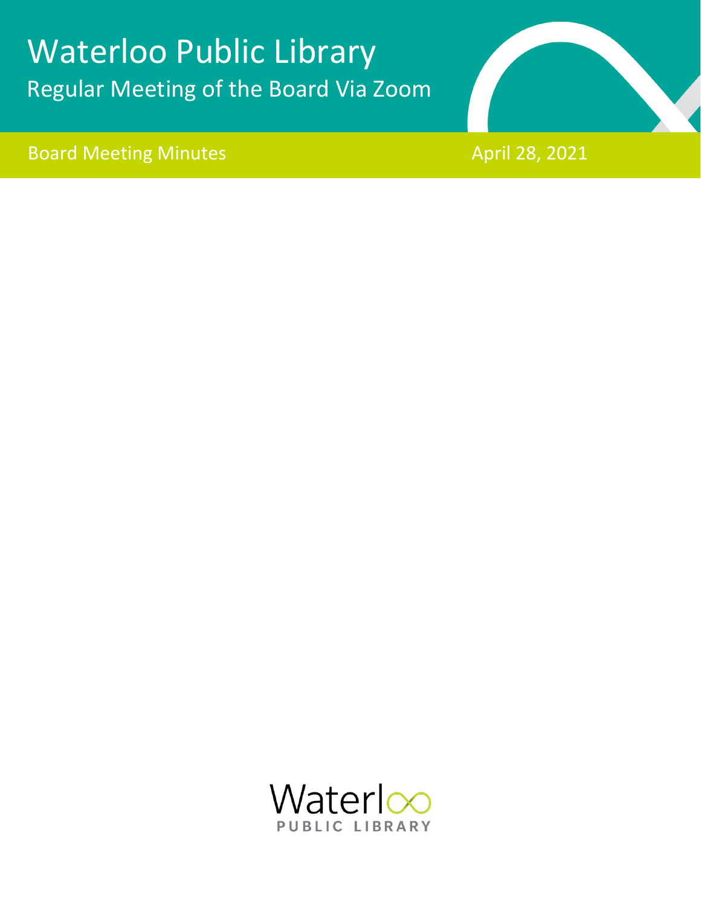# Waterloo Public Library

## Regular Meeting of the Board Via Zoom

Board Meeting Minutes

April 28, 2021

Waterloo
PUBLIC LIBRARY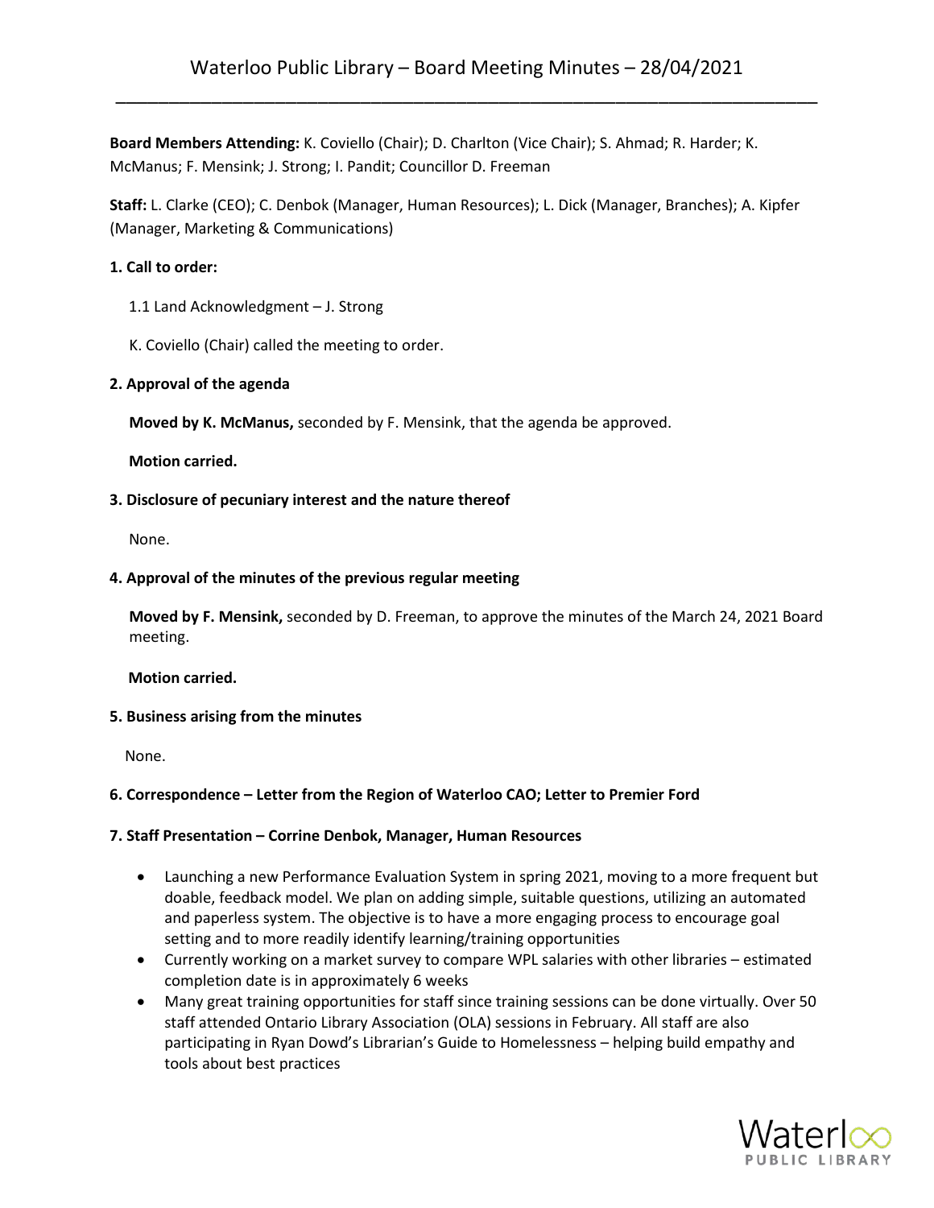# Waterloo Public Library – Board Meeting Minutes – 28/04/2021

**Board Members Attending:** K. Coviello (Chair); D. Charlton (Vice Chair); S. Ahmad; R. Harder; K. McManus; F. Mensink; J. Strong; I. Pandit; Councillor D. Freeman

**Staff:** L. Clarke (CEO); C. Denbok (Manager, Human Resources); L. Dick (Manager, Branches); A. Kipfer (Manager, Marketing & Communications)

**1. Call to order:**

1.1 Land Acknowledgment – J. Strong

K. Coviello (Chair) called the meeting to order.

**2. Approval of the agenda**

**Moved by K. McManus,** seconded by F. Mensink, that the agenda be approved.

**Motion carried.**

**3. Disclosure of pecuniary interest and the nature thereof**

None.

**4. Approval of the minutes of the previous regular meeting**

**Moved by F. Mensink,** seconded by D. Freeman, to approve the minutes of the March 24, 2021 Board meeting.

**Motion carried.**

**5. Business arising from the minutes**

None.

**6. Correspondence – Letter from the Region of Waterloo CAO; Letter to Premier Ford**

**7. Staff Presentation – Corrine Denbok, Manager, Human Resources**

- Launching a new Performance Evaluation System in spring 2021, moving to a more frequent but doable, feedback model. We plan on adding simple, suitable questions, utilizing an automated and paperless system. The objective is to have a more engaging process to encourage goal setting and to more readily identify learning/training opportunities
- Currently working on a market survey to compare WPL salaries with other libraries – estimated completion date is in approximately 6 weeks
- Many great training opportunities for staff since training sessions can be done virtually. Over 50 staff attended Ontario Library Association (OLA) sessions in February. All staff are also participating in Ryan Dowd's Librarian's Guide to Homelessness – helping build empathy and tools about best practices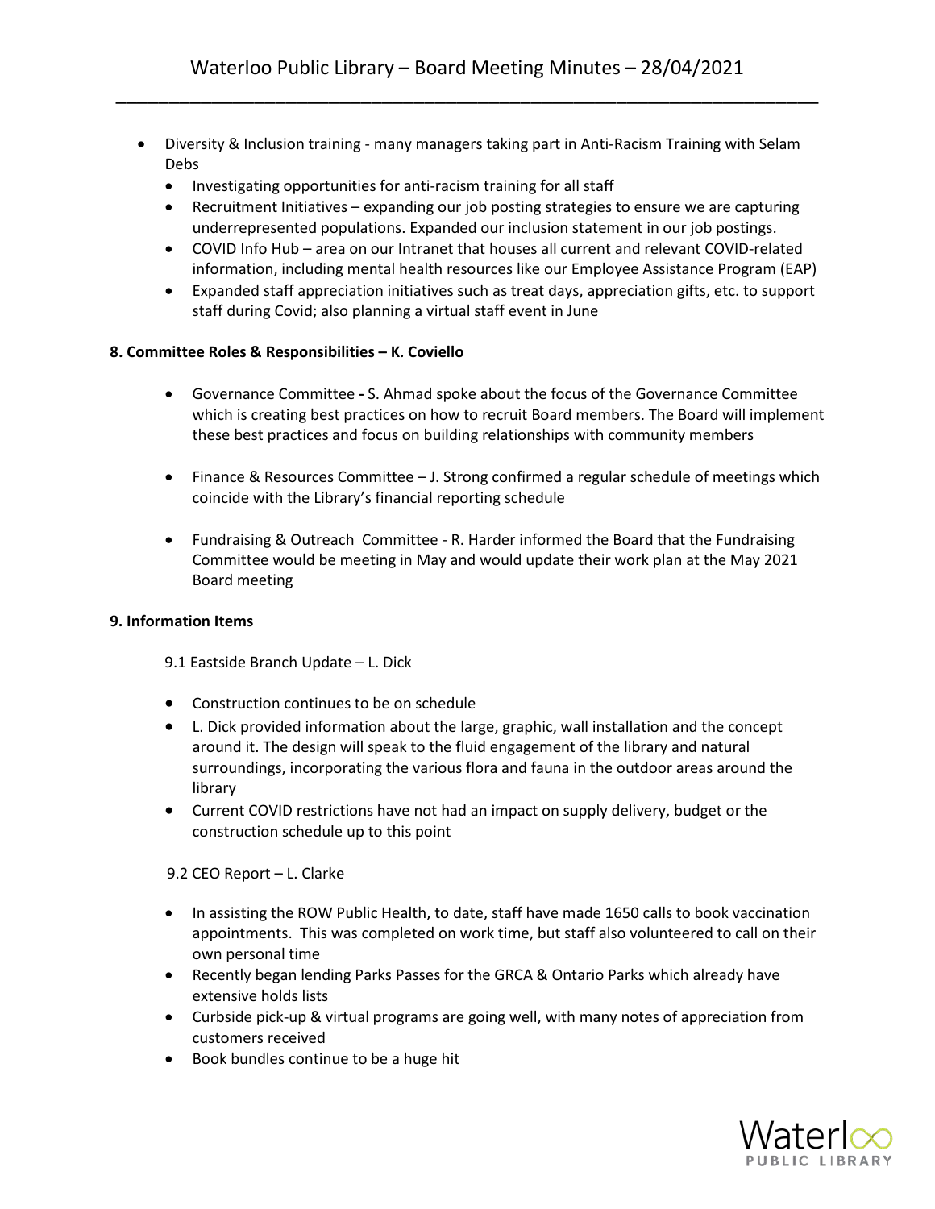- Diversity & Inclusion training - many managers taking part in Anti-Racism Training with Selam Debs
    - Investigating opportunities for anti-racism training for all staff
    - Recruitment Initiatives – expanding our job posting strategies to ensure we are capturing underrepresented populations. Expanded our inclusion statement in our job postings.
    - COVID Info Hub – area on our Intranet that houses all current and relevant COVID-related information, including mental health resources like our Employee Assistance Program (EAP)
    - Expanded staff appreciation initiatives such as treat days, appreciation gifts, etc. to support staff during Covid; also planning a virtual staff event in June

**8. Committee Roles & Responsibilities – K. Coviello**

- Governance Committee - S. Ahmad spoke about the focus of the Governance Committee which is creating best practices on how to recruit Board members. The Board will implement these best practices and focus on building relationships with community members

- Finance & Resources Committee – J. Strong confirmed a regular schedule of meetings which coincide with the Library's financial reporting schedule

- Fundraising & Outreach Committee - R. Harder informed the Board that the Fundraising Committee would be meeting in May and would update their work plan at the May 2021 Board meeting

**9. Information Items**

9.1 Eastside Branch Update – L. Dick

- Construction continues to be on schedule
- L. Dick provided information about the large, graphic, wall installation and the concept around it. The design will speak to the fluid engagement of the library and natural surroundings, incorporating the various flora and fauna in the outdoor areas around the library
- Current COVID restrictions have not had an impact on supply delivery, budget or the construction schedule up to this point

9.2 CEO Report – L. Clarke

- In assisting the ROW Public Health, to date, staff have made 1650 calls to book vaccination appointments. This was completed on work time, but staff also volunteered to call on their own personal time
- Recently began lending Parks Passes for the GRCA & Ontario Parks which already have extensive holds lists
- Curbside pick-up & virtual programs are going well, with many notes of appreciation from customers received
- Book bundles continue to be a huge hit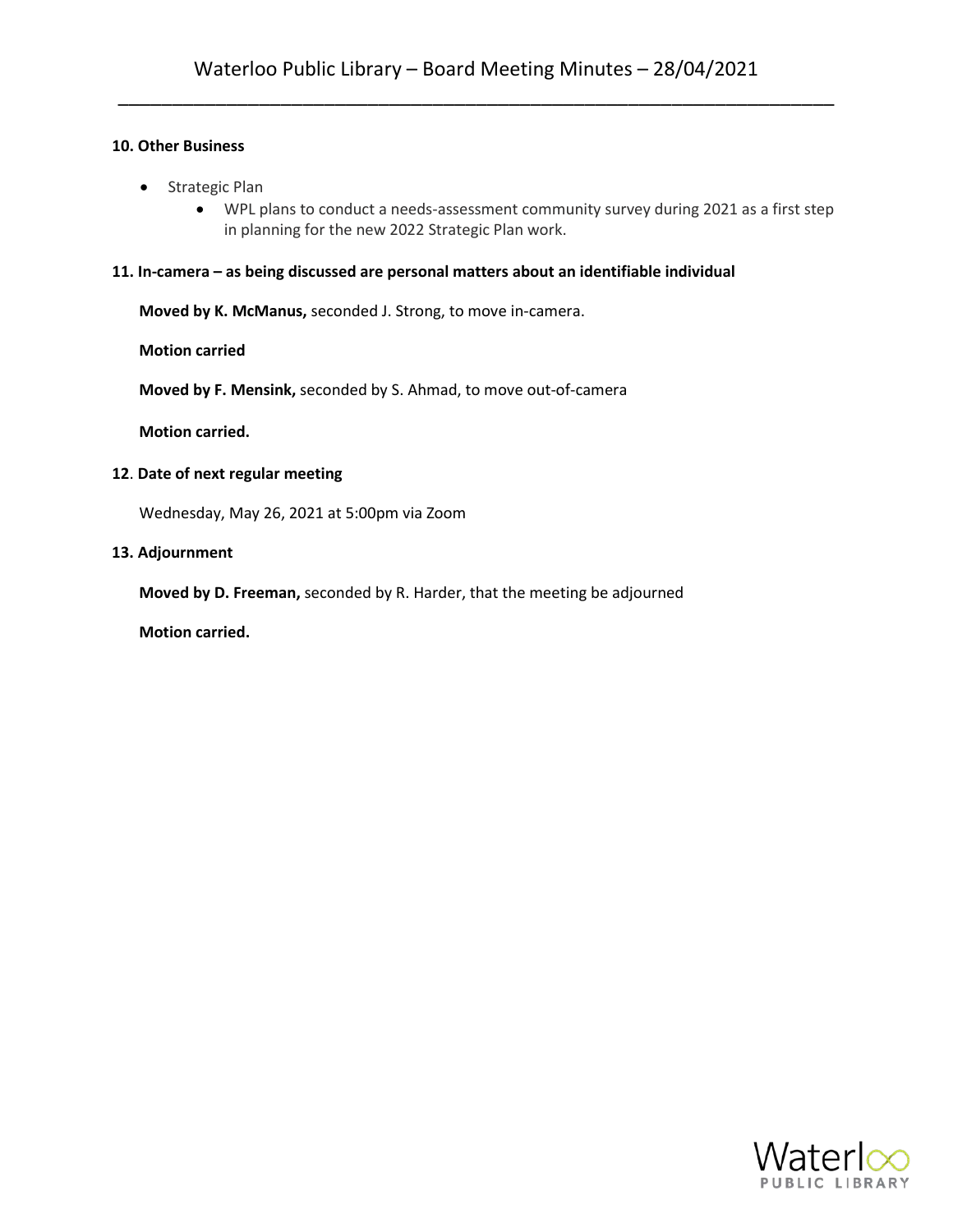**10. Other Business**

- Strategic Plan
  - WPL plans to conduct a needs-assessment community survey during 2021 as a first step in planning for the new 2022 Strategic Plan work.

**11. In-camera – as being discussed are personal matters about an identifiable individual**

**Moved by K. McManus,** seconded J. Strong, to move in-camera.

**Motion carried**

**Moved by F. Mensink,** seconded by S. Ahmad, to move out-of-camera

**Motion carried.**

**12**. **Date of next regular meeting**

Wednesday, May 26, 2021 at 5:00pm via Zoom

**13. Adjournment**

**Moved by D. Freeman,** seconded by R. Harder, that the meeting be adjourned

**Motion carried.**